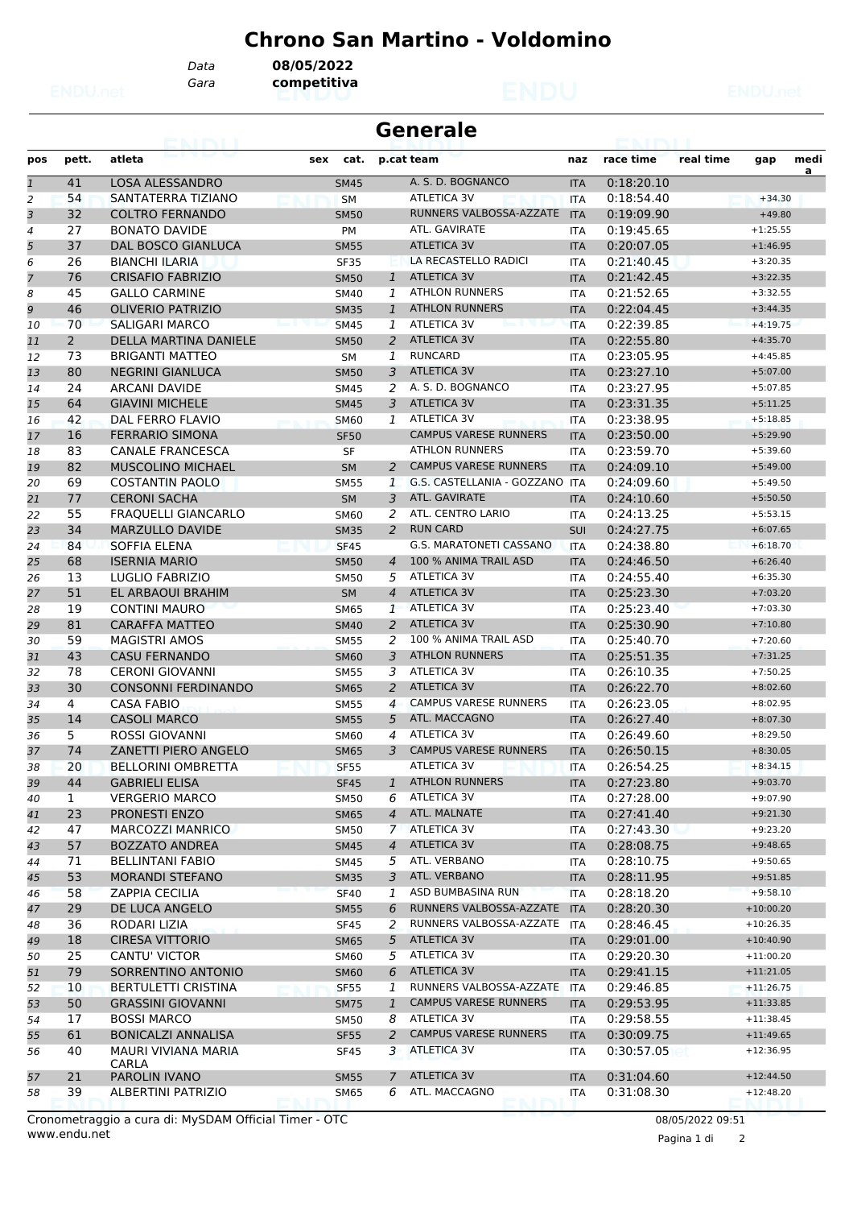# Chrono San Martino - Voldomino

Data **08/05/2022**
Gara **competitiva**

## Generale

| pos | pett. | atleta | sex | cat. | p.cat | team | naz | race time | real time | gap | medi a |
|---|---|---|---|---|---|---|---|---|---|---|---|
| 1 | 41 | LOSA ALESSANDRO | | SM45 | | A. S. D. BOGNANCO | ITA | 0:18:20.10 | | | |
| 2 | 54 | SANTATERRA TIZIANO | | SM | | ATLETICA 3V | ITA | 0:18:54.40 | | +34.30 | |
| 3 | 32 | COLTRO FERNANDO | | SM50 | | RUNNERS VALBOSSA-AZZATE | ITA | 0:19:09.90 | | +49.80 | |
| 4 | 27 | BONATO DAVIDE | | PM | | ATL. GAVIRATE | ITA | 0:19:45.65 | | +1:25.55 | |
| 5 | 37 | DAL BOSCO GIANLUCA | | SM55 | | ATLETICA 3V | ITA | 0:20:07.05 | | +1:46.95 | |
| 6 | 26 | BIANCHI ILARIA | | SF35 | | LA RECASTELLO RADICI | ITA | 0:21:40.45 | | +3:20.35 | |
| 7 | 76 | CRISAFIO FABRIZIO | | SM50 | 1 | ATLETICA 3V | ITA | 0:21:42.45 | | +3:22.35 | |
| 8 | 45 | GALLO CARMINE | | SM40 | 1 | ATHLON RUNNERS | ITA | 0:21:52.65 | | +3:32.55 | |
| 9 | 46 | OLIVERIO PATRIZIO | | SM35 | 1 | ATHLON RUNNERS | ITA | 0:22:04.45 | | +3:44.35 | |
| 10 | 70 | SALIGARI MARCO | | SM45 | 1 | ATLETICA 3V | ITA | 0:22:39.85 | | +4:19.75 | |
| 11 | 2 | DELLA MARTINA DANIELE | | SM50 | 2 | ATLETICA 3V | ITA | 0:22:55.80 | | +4:35.70 | |
| 12 | 73 | BRIGANTI MATTEO | | SM | 1 | RUNCARD | ITA | 0:23:05.95 | | +4:45.85 | |
| 13 | 80 | NEGRINI GIANLUCA | | SM50 | 3 | ATLETICA 3V | ITA | 0:23:27.10 | | +5:07.00 | |
| 14 | 24 | ARCANI DAVIDE | | SM45 | 2 | A. S. D. BOGNANCO | ITA | 0:23:27.95 | | +5:07.85 | |
| 15 | 64 | GIAVINI MICHELE | | SM45 | 3 | ATLETICA 3V | ITA | 0:23:31.35 | | +5:11.25 | |
| 16 | 42 | DAL FERRO FLAVIO | | SM60 | 1 | ATLETICA 3V | ITA | 0:23:38.95 | | +5:18.85 | |
| 17 | 16 | FERRARIO SIMONA | | SF50 | | CAMPUS VARESE RUNNERS | ITA | 0:23:50.00 | | +5:29.90 | |
| 18 | 83 | CANALE FRANCESCA | | SF | | ATHLON RUNNERS | ITA | 0:23:59.70 | | +5:39.60 | |
| 19 | 82 | MUSCOLINO MICHAEL | | SM | 2 | CAMPUS VARESE RUNNERS | ITA | 0:24:09.10 | | +5:49.00 | |
| 20 | 69 | COSTANTIN PAOLO | | SM55 | 1 | G.S. CASTELLANIA - GOZZANO | ITA | 0:24:09.60 | | +5:49.50 | |
| 21 | 77 | CERONI SACHA | | SM | 3 | ATL. GAVIRATE | ITA | 0:24:10.60 | | +5:50.50 | |
| 22 | 55 | FRAQUELLI GIANCARLO | | SM60 | 2 | ATL. CENTRO LARIO | ITA | 0:24:13.25 | | +5:53.15 | |
| 23 | 34 | MARZULLO DAVIDE | | SM35 | 2 | RUN CARD | SUI | 0:24:27.75 | | +6:07.65 | |
| 24 | 84 | SOFFIA ELENA | | SF45 | | G.S. MARATONETI CASSANO | ITA | 0:24:38.80 | | +6:18.70 | |
| 25 | 68 | ISERNIA MARIO | | SM50 | 4 | 100 % ANIMA TRAIL ASD | ITA | 0:24:46.50 | | +6:26.40 | |
| 26 | 13 | LUGLIO FABRIZIO | | SM50 | 5 | ATLETICA 3V | ITA | 0:24:55.40 | | +6:35.30 | |
| 27 | 51 | EL ARBAOUI BRAHIM | | SM | 4 | ATLETICA 3V | ITA | 0:25:23.30 | | +7:03.20 | |
| 28 | 19 | CONTINI MAURO | | SM65 | 1 | ATLETICA 3V | ITA | 0:25:23.40 | | +7:03.30 | |
| 29 | 81 | CARAFFA MATTEO | | SM40 | 2 | ATLETICA 3V | ITA | 0:25:30.90 | | +7:10.80 | |
| 30 | 59 | MAGISTRI AMOS | | SM55 | 2 | 100 % ANIMA TRAIL ASD | ITA | 0:25:40.70 | | +7:20.60 | |
| 31 | 43 | CASU FERNANDO | | SM60 | 3 | ATHLON RUNNERS | ITA | 0:25:51.35 | | +7:31.25 | |
| 32 | 78 | CERONI GIOVANNI | | SM55 | 3 | ATLETICA 3V | ITA | 0:26:10.35 | | +7:50.25 | |
| 33 | 30 | CONSONNI FERDINANDO | | SM65 | 2 | ATLETICA 3V | ITA | 0:26:22.70 | | +8:02.60 | |
| 34 | 4 | CASA FABIO | | SM55 | 4 | CAMPUS VARESE RUNNERS | ITA | 0:26:23.05 | | +8:02.95 | |
| 35 | 14 | CASOLI MARCO | | SM55 | 5 | ATL. MACCAGNO | ITA | 0:26:27.40 | | +8:07.30 | |
| 36 | 5 | ROSSI GIOVANNI | | SM60 | 4 | ATLETICA 3V | ITA | 0:26:49.60 | | +8:29.50 | |
| 37 | 74 | ZANETTI PIERO ANGELO | | SM65 | 3 | CAMPUS VARESE RUNNERS | ITA | 0:26:50.15 | | +8:30.05 | |
| 38 | 20 | BELLORINI OMBRETTA | | SF55 | | ATLETICA 3V | ITA | 0:26:54.25 | | +8:34.15 | |
| 39 | 44 | GABRIELI ELISA | | SF45 | 1 | ATHLON RUNNERS | ITA | 0:27:23.80 | | +9:03.70 | |
| 40 | 1 | VERGERIO MARCO | | SM50 | 6 | ATLETICA 3V | ITA | 0:27:28.00 | | +9:07.90 | |
| 41 | 23 | PRONESTI ENZO | | SM65 | 4 | ATL. MALNATE | ITA | 0:27:41.40 | | +9:21.30 | |
| 42 | 47 | MARCOZZI MANRICO | | SM50 | 7 | ATLETICA 3V | ITA | 0:27:43.30 | | +9:23.20 | |
| 43 | 57 | BOZZATO ANDREA | | SM45 | 4 | ATLETICA 3V | ITA | 0:28:08.75 | | +9:48.65 | |
| 44 | 71 | BELLINTANI FABIO | | SM45 | 5 | ATL. VERBANO | ITA | 0:28:10.75 | | +9:50.65 | |
| 45 | 53 | MORANDI STEFANO | | SM35 | 3 | ATL. VERBANO | ITA | 0:28:11.95 | | +9:51.85 | |
| 46 | 58 | ZAPPIA CECILIA | | SF40 | 1 | ASD BUMBASINA RUN | ITA | 0:28:18.20 | | +9:58.10 | |
| 47 | 29 | DE LUCA ANGELO | | SM55 | 6 | RUNNERS VALBOSSA-AZZATE | ITA | 0:28:20.30 | | +10:00.20 | |
| 48 | 36 | RODARI LIZIA | | SF45 | 2 | RUNNERS VALBOSSA-AZZATE | ITA | 0:28:46.45 | | +10:26.35 | |
| 49 | 18 | CIRESA VITTORIO | | SM65 | 5 | ATLETICA 3V | ITA | 0:29:01.00 | | +10:40.90 | |
| 50 | 25 | CANTU' VICTOR | | SM60 | 5 | ATLETICA 3V | ITA | 0:29:20.30 | | +11:00.20 | |
| 51 | 79 | SORRENTINO ANTONIO | | SM60 | 6 | ATLETICA 3V | ITA | 0:29:41.15 | | +11:21.05 | |
| 52 | 10 | BERTULETTI CRISTINA | | SF55 | 1 | RUNNERS VALBOSSA-AZZATE | ITA | 0:29:46.85 | | +11:26.75 | |
| 53 | 50 | GRASSINI GIOVANNI | | SM75 | 1 | CAMPUS VARESE RUNNERS | ITA | 0:29:53.95 | | +11:33.85 | |
| 54 | 17 | BOSSI MARCO | | SM50 | 8 | ATLETICA 3V | ITA | 0:29:58.55 | | +11:38.45 | |
| 55 | 61 | BONICALZI ANNALISA | | SF55 | 2 | CAMPUS VARESE RUNNERS | ITA | 0:30:09.75 | | +11:49.65 | |
| 56 | 40 | MAURI VIVIANA MARIA CARLA | | SF45 | 3 | ATLETICA 3V | ITA | 0:30:57.05 | | +12:36.95 | |
| 57 | 21 | PAROLIN IVANO | | SM55 | 7 | ATLETICA 3V | ITA | 0:31:04.60 | | +12:44.50 | |
| 58 | 39 | ALBERTINI PATRIZIO | | SM65 | 6 | ATL. MACCAGNO | ITA | 0:31:08.30 | | +12:48.20 | |

Cronometraggio a cura di: MySDAM Official Timer - OTC
www.endu.net

08/05/2022 09:51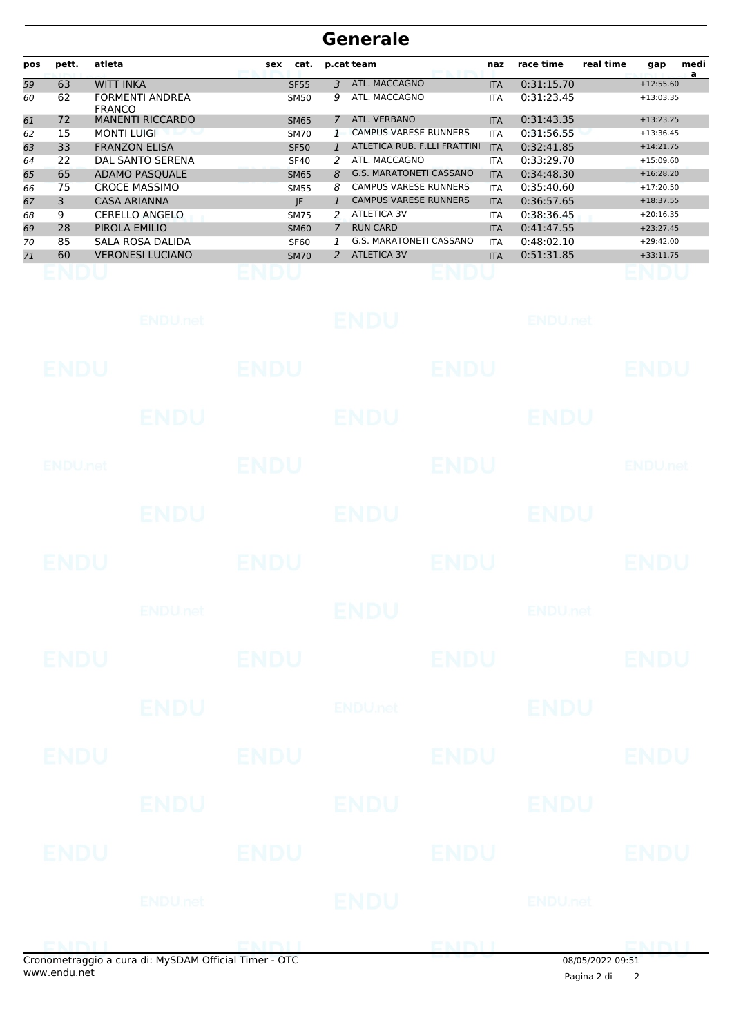# Generale

| pos | pett. | atleta | sex | cat. | p.cat | team | naz | race time | real time | gap | media |
|---|---|---|---|---|---|---|---|---|---|---|---|
| 59 | 63 | WITT INKA | | SF55 | 3 | ATL. MACCAGNO | ITA | 0:31:15.70 | | +12:55.60 | |
| 60 | 62 | FORMENTI ANDREA FRANCO | | SM50 | 9 | ATL. MACCAGNO | ITA | 0:31:23.45 | | +13:03.35 | |
| 61 | 72 | MANENTI RICCARDO | | SM65 | 7 | ATL. VERBANO | ITA | 0:31:43.35 | | +13:23.25 | |
| 62 | 15 | MONTI LUIGI | | SM70 | 1 | CAMPUS VARESE RUNNERS | ITA | 0:31:56.55 | | +13:36.45 | |
| 63 | 33 | FRANZON ELISA | | SF50 | 1 | ATLETICA RUB. F.LLI FRATTINI | ITA | 0:32:41.85 | | +14:21.75 | |
| 64 | 22 | DAL SANTO SERENA | | SF40 | 2 | ATL. MACCAGNO | ITA | 0:33:29.70 | | +15:09.60 | |
| 65 | 65 | ADAMO PASQUALE | | SM65 | 8 | G.S. MARATONETI CASSANO | ITA | 0:34:48.30 | | +16:28.20 | |
| 66 | 75 | CROCE MASSIMO | | SM55 | 8 | CAMPUS VARESE RUNNERS | ITA | 0:35:40.60 | | +17:20.50 | |
| 67 | 3 | CASA ARIANNA | | JF | 1 | CAMPUS VARESE RUNNERS | ITA | 0:36:57.65 | | +18:37.55 | |
| 68 | 9 | CERELLO ANGELO | | SM75 | 2 | ATLETICA 3V | ITA | 0:38:36.45 | | +20:16.35 | |
| 69 | 28 | PIROLA EMILIO | | SM60 | 7 | RUN CARD | ITA | 0:41:47.55 | | +23:27.45 | |
| 70 | 85 | SALA ROSA DALIDA | | SF60 | 1 | G.S. MARATONETI CASSANO | ITA | 0:48:02.10 | | +29:42.00 | |
| 71 | 60 | VERONESI LUCIANO | | SM70 | 2 | ATLETICA 3V | ITA | 0:51:31.85 | | +33:11.75 | |

Cronometraggio a cura di: MySDAM Official Timer - OTC
www.endu.net

08/05/2022 09:51